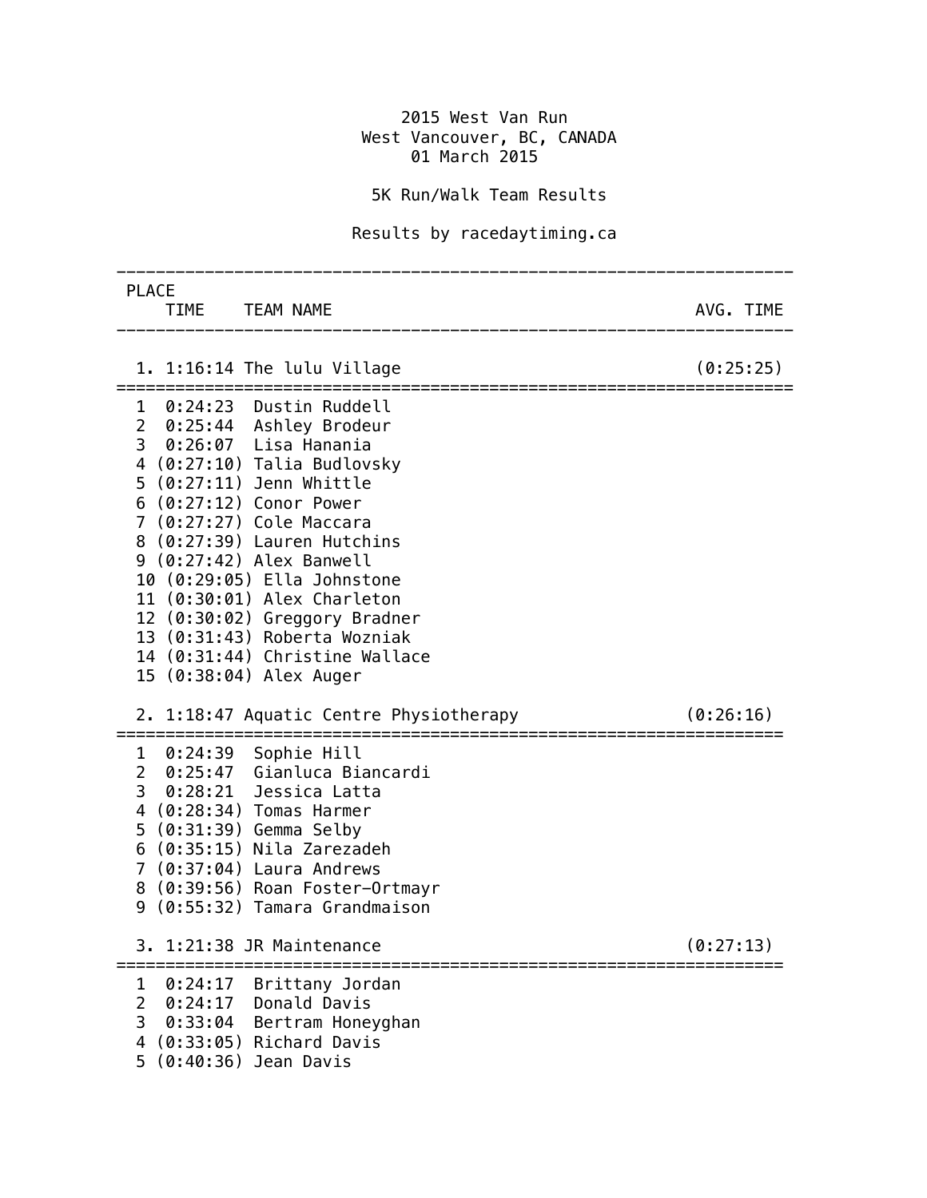# 2015 West Van Run

West Vancouver, BC, CANADA

01 March 2015

## 5K Run/Walk Team Results

Results by racedaytiming.ca

```
-------------------------------------------------------------------
 PLACE
     TIME    TEAM NAME                                    AVG. TIME
-------------------------------------------------------------------

  1. 1:16:14 The lulu Village                             (0:25:25)
====================================================================
  1  0:24:23  Dustin Ruddell
  2  0:25:44  Ashley Brodeur
  3  0:26:07  Lisa Hanania
  4 (0:27:10) Talia Budlovsky
  5 (0:27:11) Jenn Whittle
  6 (0:27:12) Conor Power
  7 (0:27:27) Cole Maccara
  8 (0:27:39) Lauren Hutchins
  9 (0:27:42) Alex Banwell
  10 (0:29:05) Ella Johnstone
  11 (0:30:01) Alex Charleton
  12 (0:30:02) Greggory Bradner
  13 (0:31:43) Roberta Wozniak
  14 (0:31:44) Christine Wallace
  15 (0:38:04) Alex Auger

  2. 1:18:47 Aquatic Centre Physiotherapy                (0:26:16)
===================================================================
  1  0:24:39  Sophie Hill
  2  0:25:47  Gianluca Biancardi
  3  0:28:21  Jessica Latta
  4 (0:28:34) Tomas Harmer
  5 (0:31:39) Gemma Selby
  6 (0:35:15) Nila Zarezadeh
  7 (0:37:04) Laura Andrews
  8 (0:39:56) Roan Foster-Ortmayr
  9 (0:55:32) Tamara Grandmaison

  3. 1:21:38 JR Maintenance                              (0:27:13)
===================================================================
  1  0:24:17  Brittany Jordan
  2  0:24:17  Donald Davis
  3  0:33:04  Bertram Honeyghan
  4 (0:33:05) Richard Davis
  5 (0:40:36) Jean Davis
```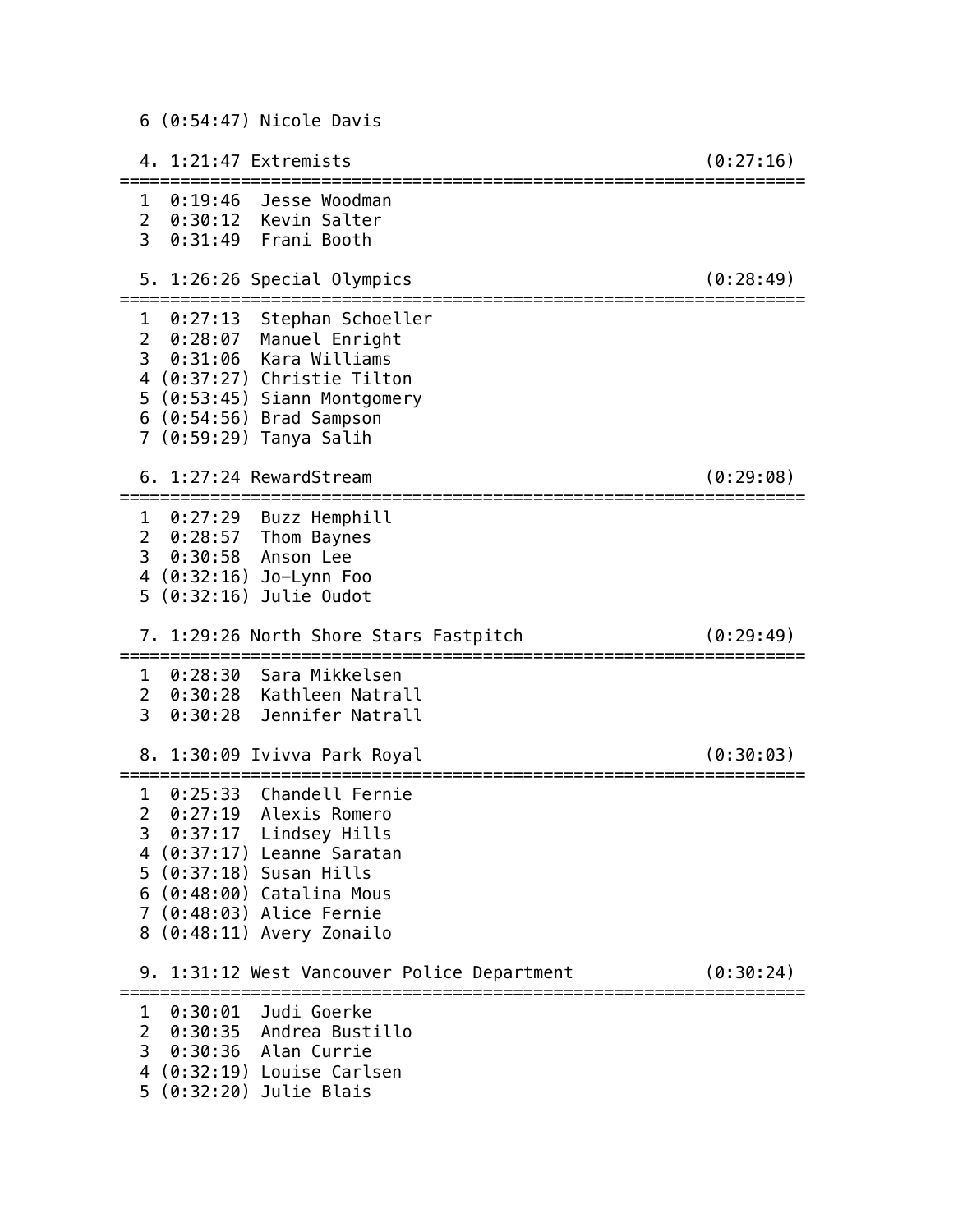```
  6 (0:54:47) Nicole Davis

  4. 1:21:47 Extremists                                      (0:27:16)
=====================================================================
  1  0:19:46  Jesse Woodman
  2  0:30:12  Kevin Salter
  3  0:31:49  Frani Booth

  5. 1:26:26 Special Olympics                                (0:28:49)
=====================================================================
  1  0:27:13  Stephan Schoeller
  2  0:28:07  Manuel Enright
  3  0:31:06  Kara Williams
  4 (0:37:27) Christie Tilton
  5 (0:53:45) Siann Montgomery
  6 (0:54:56) Brad Sampson
  7 (0:59:29) Tanya Salih

  6. 1:27:24 RewardStream                                    (0:29:08)
=====================================================================
  1  0:27:29  Buzz Hemphill
  2  0:28:57  Thom Baynes
  3  0:30:58  Anson Lee
  4 (0:32:16) Jo-Lynn Foo
  5 (0:32:16) Julie Oudot

  7. 1:29:26 North Shore Stars Fastpitch                     (0:29:49)
=====================================================================
  1  0:28:30  Sara Mikkelsen
  2  0:30:28  Kathleen Natrall
  3  0:30:28  Jennifer Natrall

  8. 1:30:09 Ivivva Park Royal                               (0:30:03)
=====================================================================
  1  0:25:33  Chandell Fernie
  2  0:27:19  Alexis Romero
  3  0:37:17  Lindsey Hills
  4 (0:37:17) Leanne Saratan
  5 (0:37:18) Susan Hills
  6 (0:48:00) Catalina Mous
  7 (0:48:03) Alice Fernie
  8 (0:48:11) Avery Zonailo

  9. 1:31:12 West Vancouver Police Department                (0:30:24)
=====================================================================
  1  0:30:01  Judi Goerke
  2  0:30:35  Andrea Bustillo
  3  0:30:36  Alan Currie
  4 (0:32:19) Louise Carlsen
  5 (0:32:20) Julie Blais
```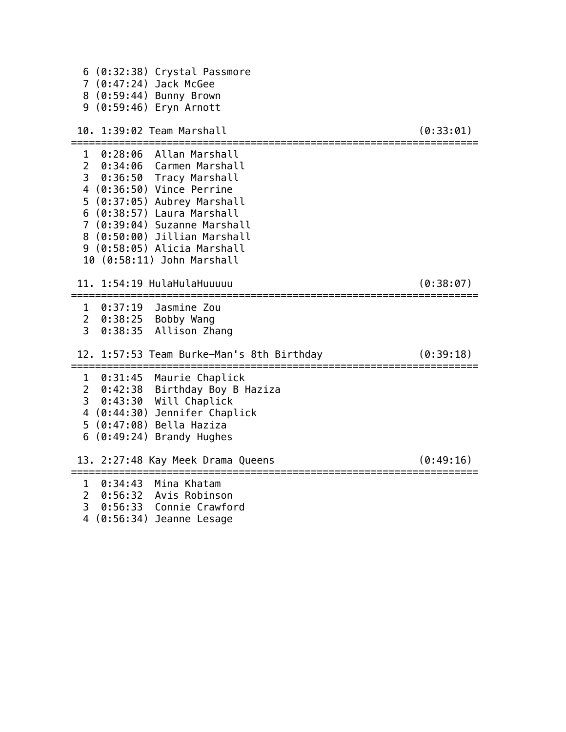```
 6 (0:32:38) Crystal Passmore
 7 (0:47:24) Jack McGee
 8 (0:59:44) Bunny Brown
 9 (0:59:46) Eryn Arnott

10. 1:39:02 Team Marshall                                   (0:33:01)
=====================================================================
 1  0:28:06  Allan Marshall
 2  0:34:06  Carmen Marshall
 3  0:36:50  Tracy Marshall
 4 (0:36:50) Vince Perrine
 5 (0:37:05) Aubrey Marshall
 6 (0:38:57) Laura Marshall
 7 (0:39:04) Suzanne Marshall
 8 (0:50:00) Jillian Marshall
 9 (0:58:05) Alicia Marshall
 10 (0:58:11) John Marshall

11. 1:54:19 HulaHulaHuuuuu                                  (0:38:07)
=====================================================================
 1  0:37:19  Jasmine Zou
 2  0:38:25  Bobby Wang
 3  0:38:35  Allison Zhang

12. 1:57:53 Team Burke-Man's 8th Birthday                   (0:39:18)
=====================================================================
 1  0:31:45  Maurie Chaplick
 2  0:42:38  Birthday Boy B Haziza
 3  0:43:30  Will Chaplick
 4 (0:44:30) Jennifer Chaplick
 5 (0:47:08) Bella Haziza
 6 (0:49:24) Brandy Hughes

13. 2:27:48 Kay Meek Drama Queens                           (0:49:16)
=====================================================================
 1  0:34:43  Mina Khatam
 2  0:56:32  Avis Robinson
 3  0:56:33  Connie Crawford
 4 (0:56:34) Jeanne Lesage
```